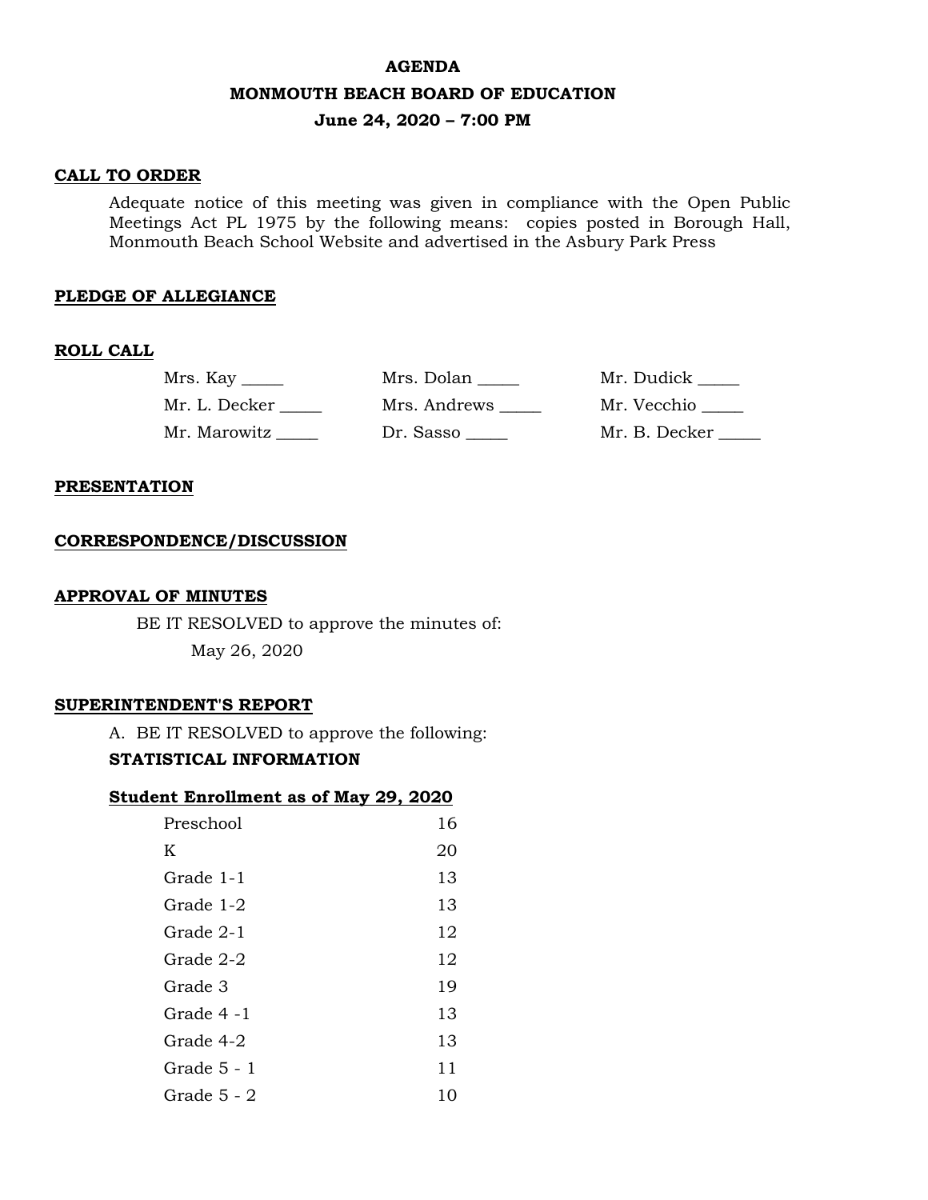# AGENDA

## MONMOUTH BEACH BOARD OF EDUCATION

### June 24, 2020 – 7:00 PM

**CALL TO ORDER**

Adequate notice of this meeting was given in compliance with the Open Public Meetings Act PL 1975 by the following means: copies posted in Borough Hall, Monmouth Beach School Website and advertised in the Asbury Park Press

**PLEDGE OF ALLEGIANCE**

**ROLL CALL**

| | | |
|---|---|---|
| Mrs. Kay _____ | Mrs. Dolan _____ | Mr. Dudick _____ |
| Mr. L. Decker _____ | Mrs. Andrews _____ | Mr. Vecchio _____ |
| Mr. Marowitz _____ | Dr. Sasso _____ | Mr. B. Decker _____ |

**PRESENTATION**

**CORRESPONDENCE/DISCUSSION**

**APPROVAL OF MINUTES**

BE IT RESOLVED to approve the minutes of:

May 26, 2020

**SUPERINTENDENT'S REPORT**

A. BE IT RESOLVED to approve the following:

**STATISTICAL INFORMATION**

**Student Enrollment as of May 29, 2020**

| | |
|---|---|
| Preschool | 16 |
| K | 20 |
| Grade 1-1 | 13 |
| Grade 1-2 | 13 |
| Grade 2-1 | 12 |
| Grade 2-2 | 12 |
| Grade 3 | 19 |
| Grade 4 -1 | 13 |
| Grade 4-2 | 13 |
| Grade 5 - 1 | 11 |
| Grade 5 - 2 | 10 |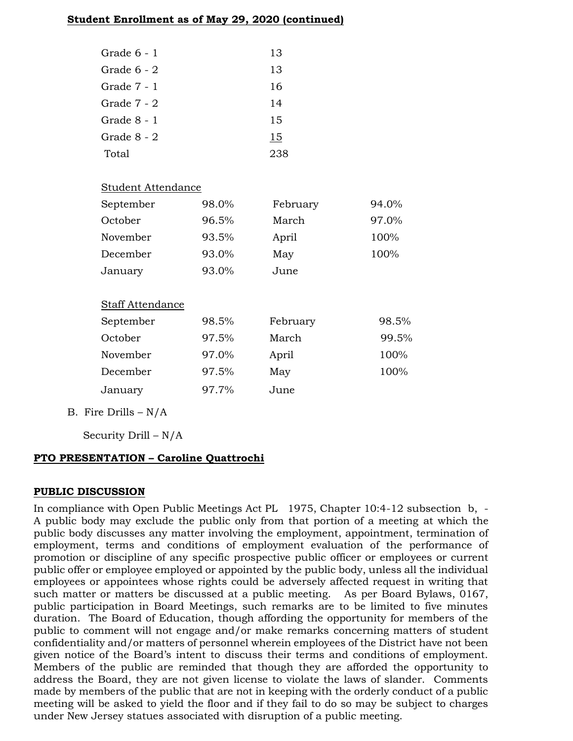**Student Enrollment as of May 29, 2020 (continued)**

| | |
|---|---|
| Grade 6 - 1 | 13 |
| Grade 6 - 2 | 13 |
| Grade 7 - 1 | 16 |
| Grade 7 - 2 | 14 |
| Grade 8 - 1 | 15 |
| Grade 8 - 2 | 15 |
| Total | 238 |

Student Attendance

| | | | |
|---|---|---|---|
| September | 98.0% | February | 94.0% |
| October | 96.5% | March | 97.0% |
| November | 93.5% | April | 100% |
| December | 93.0% | May | 100% |
| January | 93.0% | June | |

Staff Attendance

| | | | |
|---|---|---|---|
| September | 98.5% | February | 98.5% |
| October | 97.5% | March | 99.5% |
| November | 97.0% | April | 100% |
| December | 97.5% | May | 100% |
| January | 97.7% | June | |

B. Fire Drills – N/A

Security Drill – N/A

**PTO PRESENTATION – Caroline Quattrochi**

**PUBLIC DISCUSSION**

In compliance with Open Public Meetings Act PL 1975, Chapter 10:4-12 subsection b, - A public body may exclude the public only from that portion of a meeting at which the public body discusses any matter involving the employment, appointment, termination of employment, terms and conditions of employment evaluation of the performance of promotion or discipline of any specific prospective public officer or employees or current public offer or employee employed or appointed by the public body, unless all the individual employees or appointees whose rights could be adversely affected request in writing that such matter or matters be discussed at a public meeting. As per Board Bylaws, 0167, public participation in Board Meetings, such remarks are to be limited to five minutes duration. The Board of Education, though affording the opportunity for members of the public to comment will not engage and/or make remarks concerning matters of student confidentiality and/or matters of personnel wherein employees of the District have not been given notice of the Board's intent to discuss their terms and conditions of employment. Members of the public are reminded that though they are afforded the opportunity to address the Board, they are not given license to violate the laws of slander. Comments made by members of the public that are not in keeping with the orderly conduct of a public meeting will be asked to yield the floor and if they fail to do so may be subject to charges under New Jersey statues associated with disruption of a public meeting.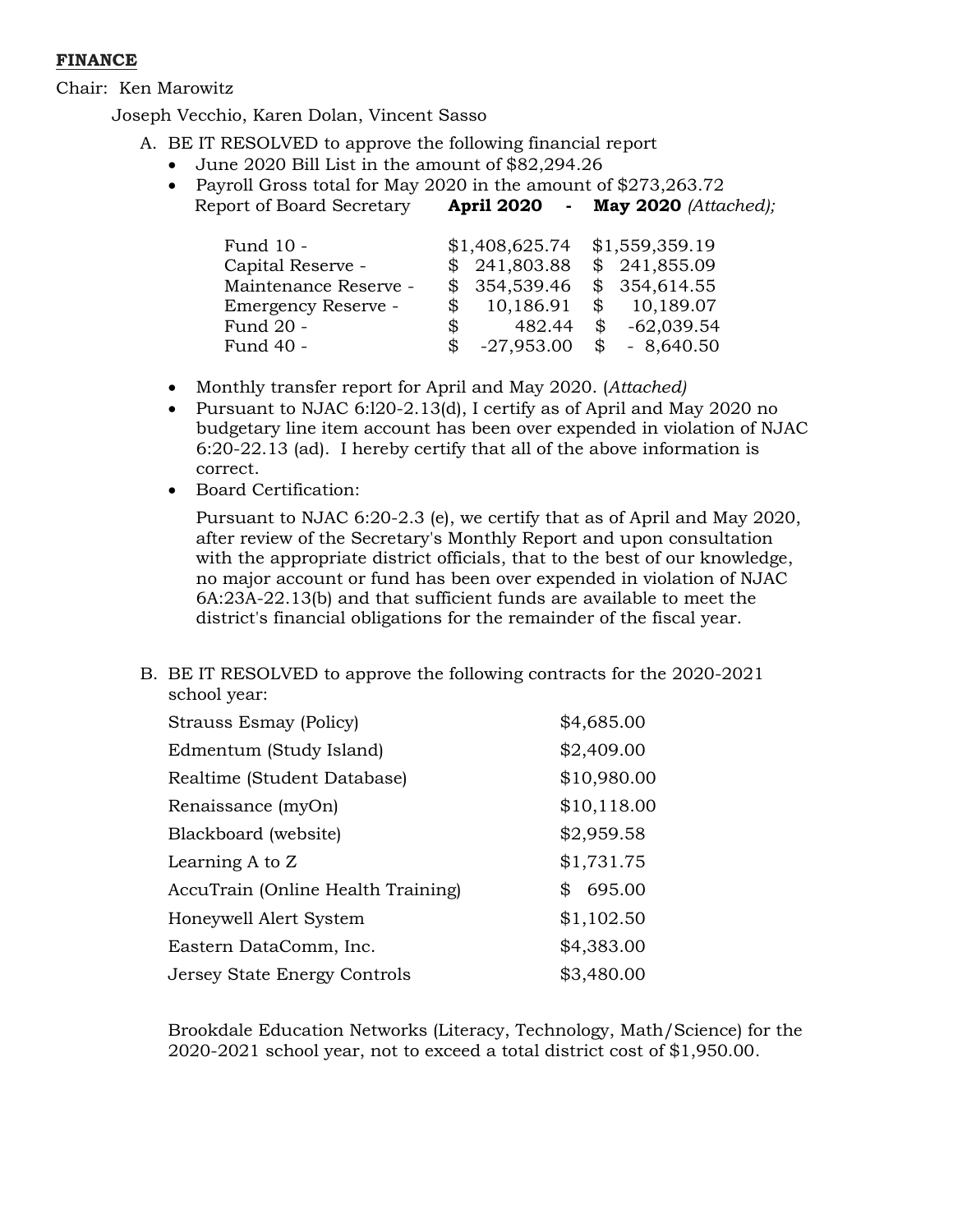**FINANCE**

Chair: Ken Marowitz

Joseph Vecchio, Karen Dolan, Vincent Sasso

A. BE IT RESOLVED to approve the following financial report

- June 2020 Bill List in the amount of $82,294.26
- Payroll Gross total for May 2020 in the amount of $273,263.72
  Report of Board Secretary **April 2020 - May 2020** *(Attached)*;

| | April 2020 | May 2020 |
|---|---|---|
| Fund 10 - | $1,408,625.74 | $1,559,359.19 |
| Capital Reserve - | $ 241,803.88 | $ 241,855.09 |
| Maintenance Reserve - | $ 354,539.46 | $ 354,614.55 |
| Emergency Reserve - | $ 10,186.91 | $ 10,189.07 |
| Fund 20 - | $ 482.44 | $ -62,039.54 |
| Fund 40 - | $ -27,953.00 | $ - 8,640.50 |

- Monthly transfer report for April and May 2020. (*Attached)*
- Pursuant to NJAC 6:l20-2.13(d), I certify as of April and May 2020 no budgetary line item account has been over expended in violation of NJAC 6:20-22.13 (ad). I hereby certify that all of the above information is correct.
- Board Certification:

  Pursuant to NJAC 6:20-2.3 (e), we certify that as of April and May 2020, after review of the Secretary's Monthly Report and upon consultation with the appropriate district officials, that to the best of our knowledge, no major account or fund has been over expended in violation of NJAC 6A:23A-22.13(b) and that sufficient funds are available to meet the district's financial obligations for the remainder of the fiscal year.

B. BE IT RESOLVED to approve the following contracts for the 2020-2021 school year:

| | |
|---|---|
| Strauss Esmay (Policy) | $4,685.00 |
| Edmentum (Study Island) | $2,409.00 |
| Realtime (Student Database) | $10,980.00 |
| Renaissance (myOn) | $10,118.00 |
| Blackboard (website) | $2,959.58 |
| Learning A to Z | $1,731.75 |
| AccuTrain (Online Health Training) | $ 695.00 |
| Honeywell Alert System | $1,102.50 |
| Eastern DataComm, Inc. | $4,383.00 |
| Jersey State Energy Controls | $3,480.00 |

Brookdale Education Networks (Literacy, Technology, Math/Science) for the 2020-2021 school year, not to exceed a total district cost of $1,950.00.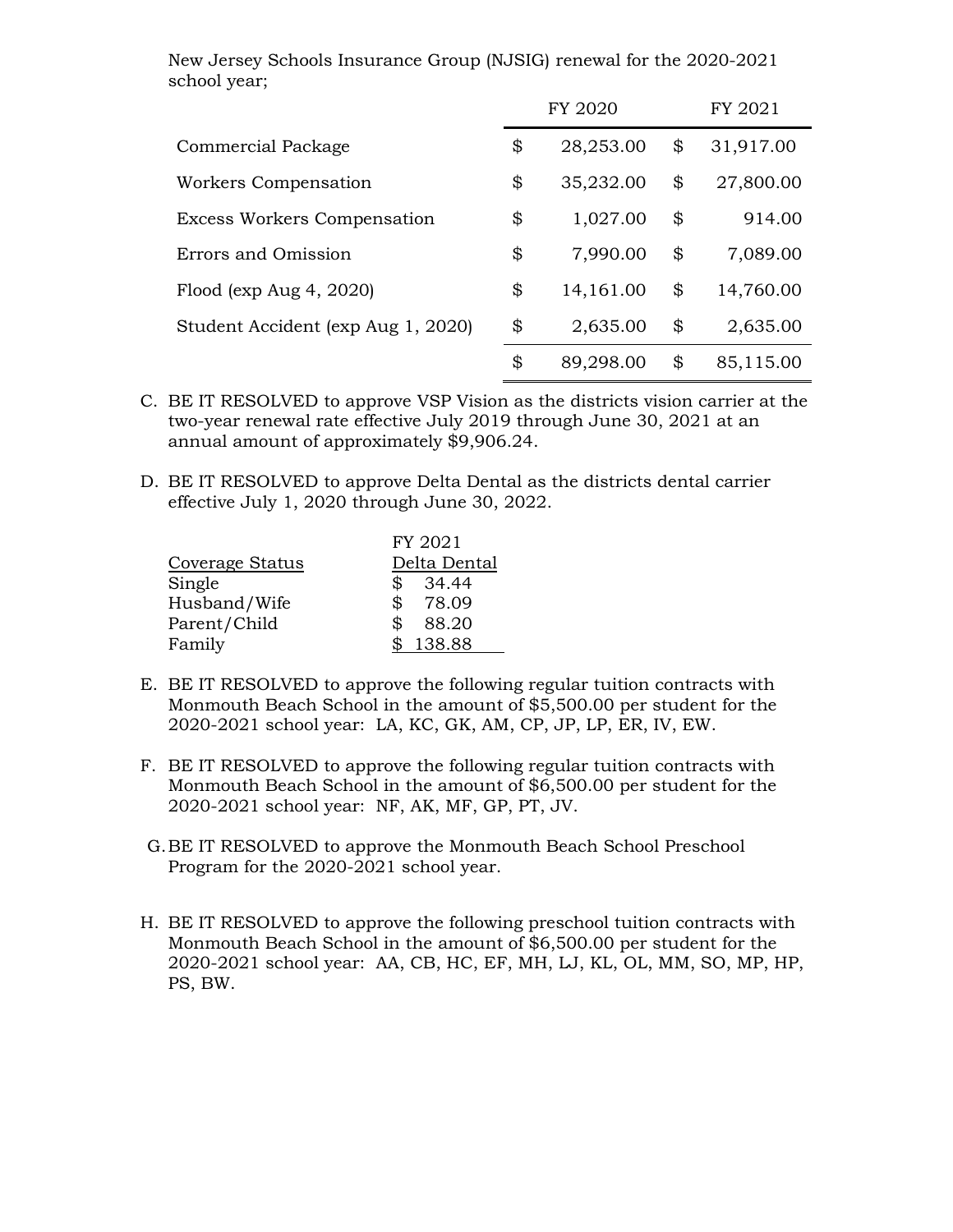New Jersey Schools Insurance Group (NJSIG) renewal for the 2020-2021 school year;

| | FY 2020 | FY 2021 |
|---|---|---|
| Commercial Package | $ 28,253.00 | $ 31,917.00 |
| Workers Compensation | $ 35,232.00 | $ 27,800.00 |
| Excess Workers Compensation | $ 1,027.00 | $ 914.00 |
| Errors and Omission | $ 7,990.00 | $ 7,089.00 |
| Flood (exp Aug 4, 2020) | $ 14,161.00 | $ 14,760.00 |
| Student Accident (exp Aug 1, 2020) | $ 2,635.00 | $ 2,635.00 |
| | $ 89,298.00 | $ 85,115.00 |

C. BE IT RESOLVED to approve VSP Vision as the districts vision carrier at the two-year renewal rate effective July 2019 through June 30, 2021 at an annual amount of approximately $9,906.24.

D. BE IT RESOLVED to approve Delta Dental as the districts dental carrier effective July 1, 2020 through June 30, 2022.

| Coverage Status | FY 2021 Delta Dental |
|---|---|
| Single | $ 34.44 |
| Husband/Wife | $ 78.09 |
| Parent/Child | $ 88.20 |
| Family | $ 138.88 |

E. BE IT RESOLVED to approve the following regular tuition contracts with Monmouth Beach School in the amount of $5,500.00 per student for the 2020-2021 school year: LA, KC, GK, AM, CP, JP, LP, ER, IV, EW.

F. BE IT RESOLVED to approve the following regular tuition contracts with Monmouth Beach School in the amount of $6,500.00 per student for the 2020-2021 school year: NF, AK, MF, GP, PT, JV.

G. BE IT RESOLVED to approve the Monmouth Beach School Preschool Program for the 2020-2021 school year.

H. BE IT RESOLVED to approve the following preschool tuition contracts with Monmouth Beach School in the amount of $6,500.00 per student for the 2020-2021 school year: AA, CB, HC, EF, MH, LJ, KL, OL, MM, SO, MP, HP, PS, BW.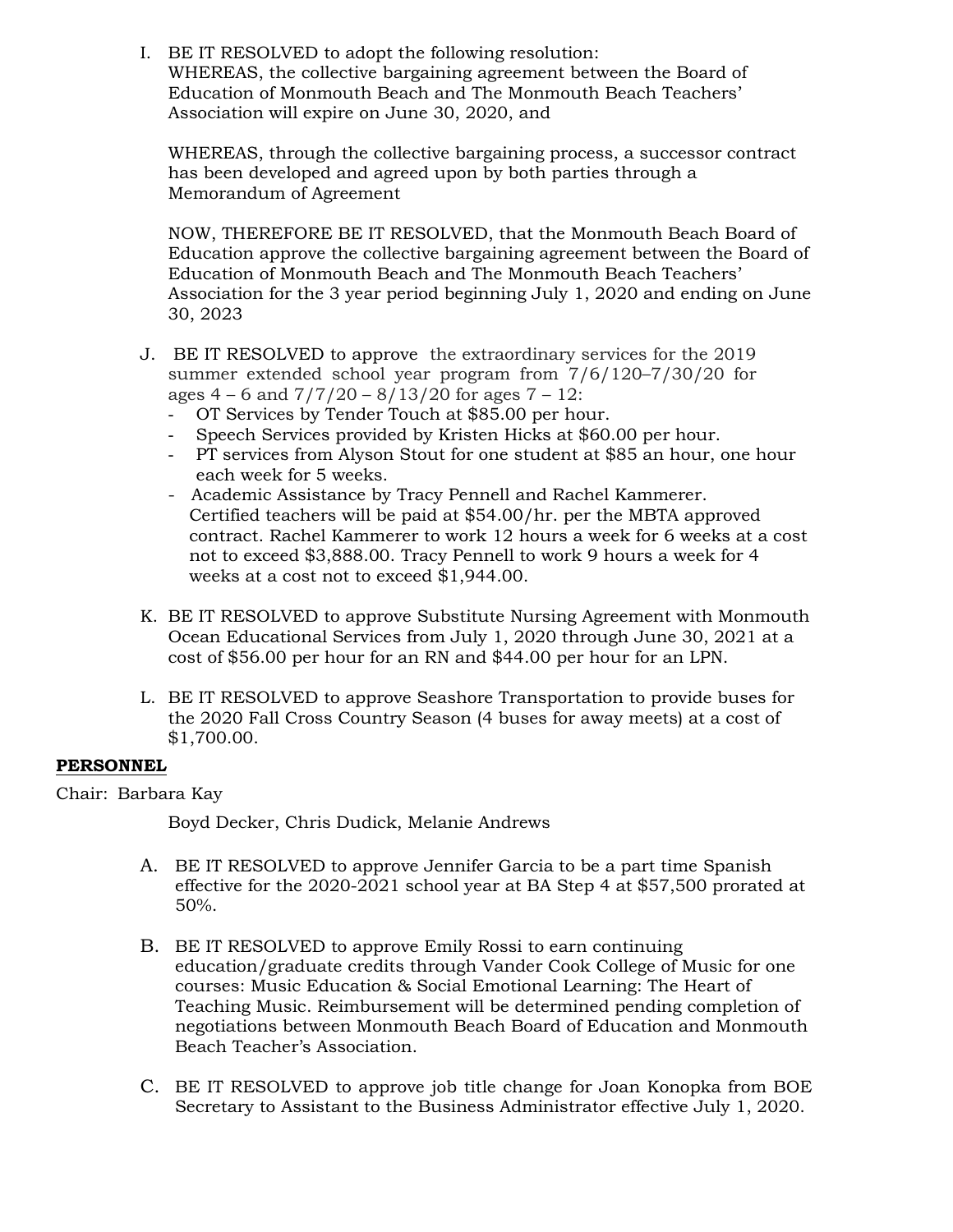I. BE IT RESOLVED to adopt the following resolution:
WHEREAS, the collective bargaining agreement between the Board of Education of Monmouth Beach and The Monmouth Beach Teachers' Association will expire on June 30, 2020, and

WHEREAS, through the collective bargaining process, a successor contract has been developed and agreed upon by both parties through a Memorandum of Agreement

NOW, THEREFORE BE IT RESOLVED, that the Monmouth Beach Board of Education approve the collective bargaining agreement between the Board of Education of Monmouth Beach and The Monmouth Beach Teachers' Association for the 3 year period beginning July 1, 2020 and ending on June 30, 2023

J. BE IT RESOLVED to approve the extraordinary services for the 2019 summer extended school year program from 7/6/120–7/30/20 for ages 4 – 6 and 7/7/20 – 8/13/20 for ages 7 – 12:
- OT Services by Tender Touch at $85.00 per hour.
- Speech Services provided by Kristen Hicks at $60.00 per hour.
- PT services from Alyson Stout for one student at $85 an hour, one hour each week for 5 weeks.
- Academic Assistance by Tracy Pennell and Rachel Kammerer. Certified teachers will be paid at $54.00/hr. per the MBTA approved contract. Rachel Kammerer to work 12 hours a week for 6 weeks at a cost not to exceed $3,888.00. Tracy Pennell to work 9 hours a week for 4 weeks at a cost not to exceed $1,944.00.

K. BE IT RESOLVED to approve Substitute Nursing Agreement with Monmouth Ocean Educational Services from July 1, 2020 through June 30, 2021 at a cost of $56.00 per hour for an RN and $44.00 per hour for an LPN.

L. BE IT RESOLVED to approve Seashore Transportation to provide buses for the 2020 Fall Cross Country Season (4 buses for away meets) at a cost of $1,700.00.

**PERSONNEL**

Chair: Barbara Kay

Boyd Decker, Chris Dudick, Melanie Andrews

A. BE IT RESOLVED to approve Jennifer Garcia to be a part time Spanish effective for the 2020-2021 school year at BA Step 4 at $57,500 prorated at 50%.

B. BE IT RESOLVED to approve Emily Rossi to earn continuing education/graduate credits through Vander Cook College of Music for one courses: Music Education & Social Emotional Learning: The Heart of Teaching Music. Reimbursement will be determined pending completion of negotiations between Monmouth Beach Board of Education and Monmouth Beach Teacher's Association.

C. BE IT RESOLVED to approve job title change for Joan Konopka from BOE Secretary to Assistant to the Business Administrator effective July 1, 2020.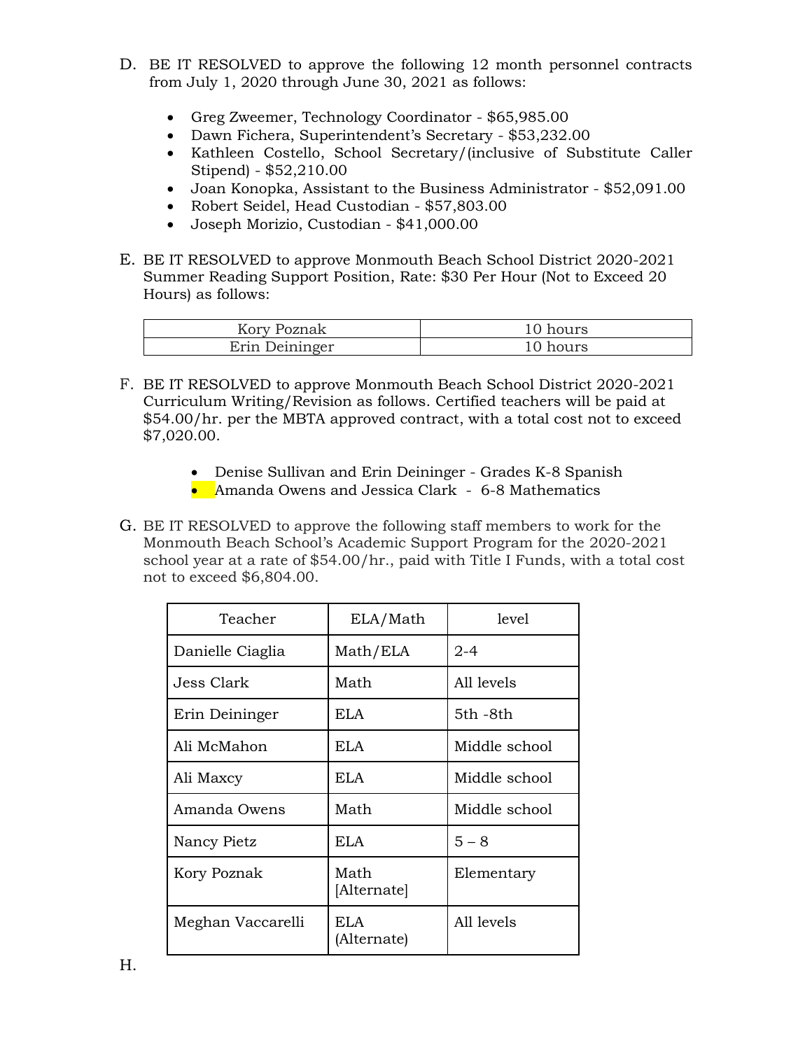D. BE IT RESOLVED to approve the following 12 month personnel contracts from July 1, 2020 through June 30, 2021 as follows:

- Greg Zweemer, Technology Coordinator - $65,985.00
- Dawn Fichera, Superintendent's Secretary - $53,232.00
- Kathleen Costello, School Secretary/(inclusive of Substitute Caller Stipend) - $52,210.00
- Joan Konopka, Assistant to the Business Administrator - $52,091.00
- Robert Seidel, Head Custodian - $57,803.00
- Joseph Morizio, Custodian - $41,000.00

E. BE IT RESOLVED to approve Monmouth Beach School District 2020-2021 Summer Reading Support Position, Rate: $30 Per Hour (Not to Exceed 20 Hours) as follows:

| | |
|---|---|
| Kory Poznak | 10 hours |
| Erin Deininger | 10 hours |

F. BE IT RESOLVED to approve Monmouth Beach School District 2020-2021 Curriculum Writing/Revision as follows. Certified teachers will be paid at $54.00/hr. per the MBTA approved contract, with a total cost not to exceed $7,020.00.

- Denise Sullivan and Erin Deininger - Grades K-8 Spanish
- Amanda Owens and Jessica Clark - 6-8 Mathematics

G. BE IT RESOLVED to approve the following staff members to work for the Monmouth Beach School's Academic Support Program for the 2020-2021 school year at a rate of $54.00/hr., paid with Title I Funds, with a total cost not to exceed $6,804.00.

| Teacher | ELA/Math | level |
|---|---|---|
| Danielle Ciaglia | Math/ELA | 2-4 |
| Jess Clark | Math | All levels |
| Erin Deininger | ELA | 5th -8th |
| Ali McMahon | ELA | Middle school |
| Ali Maxcy | ELA | Middle school |
| Amanda Owens | Math | Middle school |
| Nancy Pietz | ELA | 5 – 8 |
| Kory Poznak | Math [Alternate] | Elementary |
| Meghan Vaccarelli | ELA (Alternate) | All levels |

H.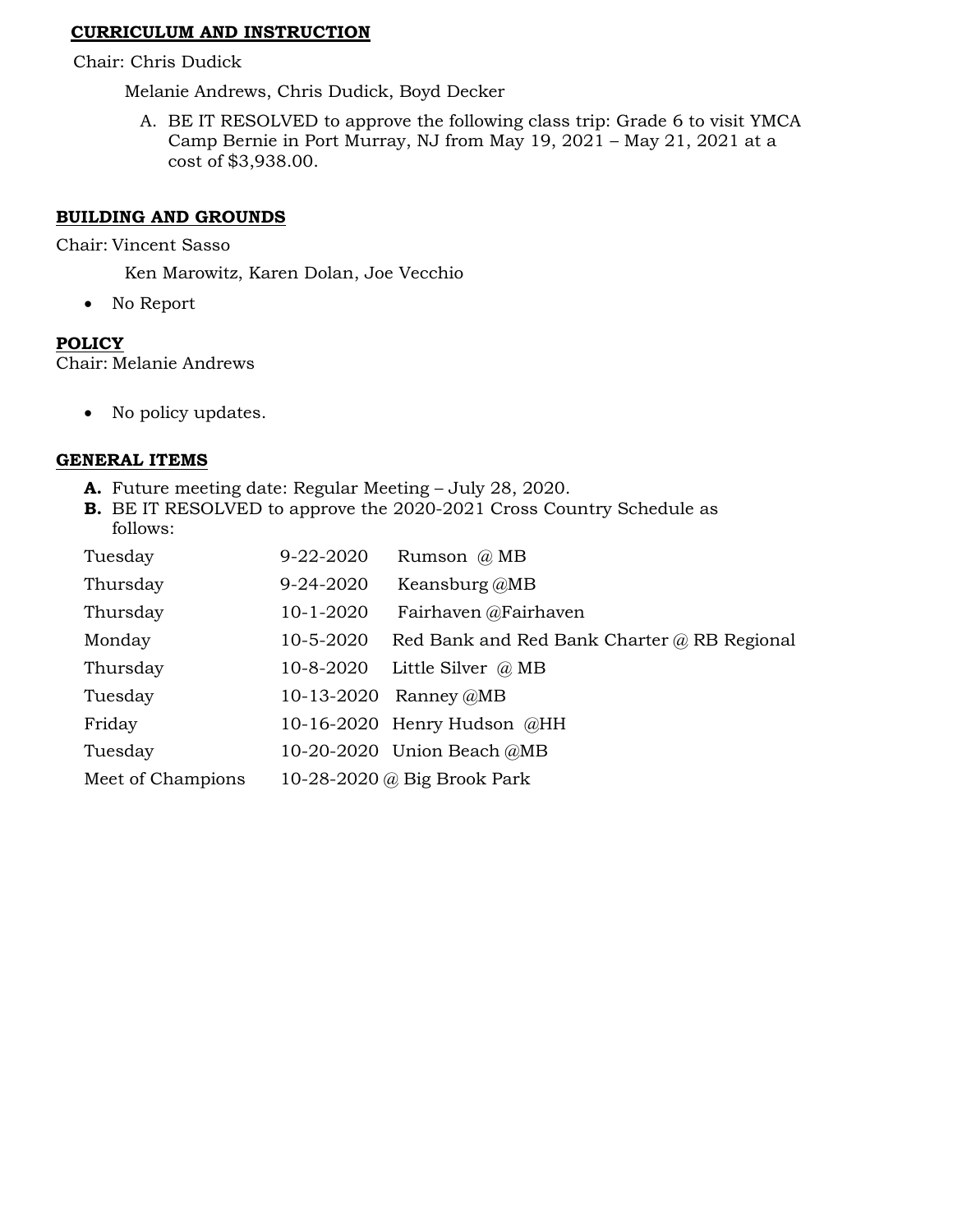**CURRICULUM AND INSTRUCTION**

Chair: Chris Dudick

Melanie Andrews, Chris Dudick, Boyd Decker

A. BE IT RESOLVED to approve the following class trip: Grade 6 to visit YMCA Camp Bernie in Port Murray, NJ from May 19, 2021 – May 21, 2021 at a cost of $3,938.00.

**BUILDING AND GROUNDS**

Chair: Vincent Sasso

Ken Marowitz, Karen Dolan, Joe Vecchio

- No Report

**POLICY**

Chair: Melanie Andrews

- No policy updates.

**GENERAL ITEMS**

**A.** Future meeting date: Regular Meeting – July 28, 2020.

**B.** BE IT RESOLVED to approve the 2020-2021 Cross Country Schedule as follows:

| | | |
|---|---|---|
| Tuesday | 9-22-2020 | Rumson @ MB |
| Thursday | 9-24-2020 | Keansburg @MB |
| Thursday | 10-1-2020 | Fairhaven @Fairhaven |
| Monday | 10-5-2020 | Red Bank and Red Bank Charter @ RB Regional |
| Thursday | 10-8-2020 | Little Silver @ MB |
| Tuesday | 10-13-2020 | Ranney @MB |
| Friday | 10-16-2020 | Henry Hudson @HH |
| Tuesday | 10-20-2020 | Union Beach @MB |
| Meet of Champions | 10-28-2020 @ Big Brook Park | |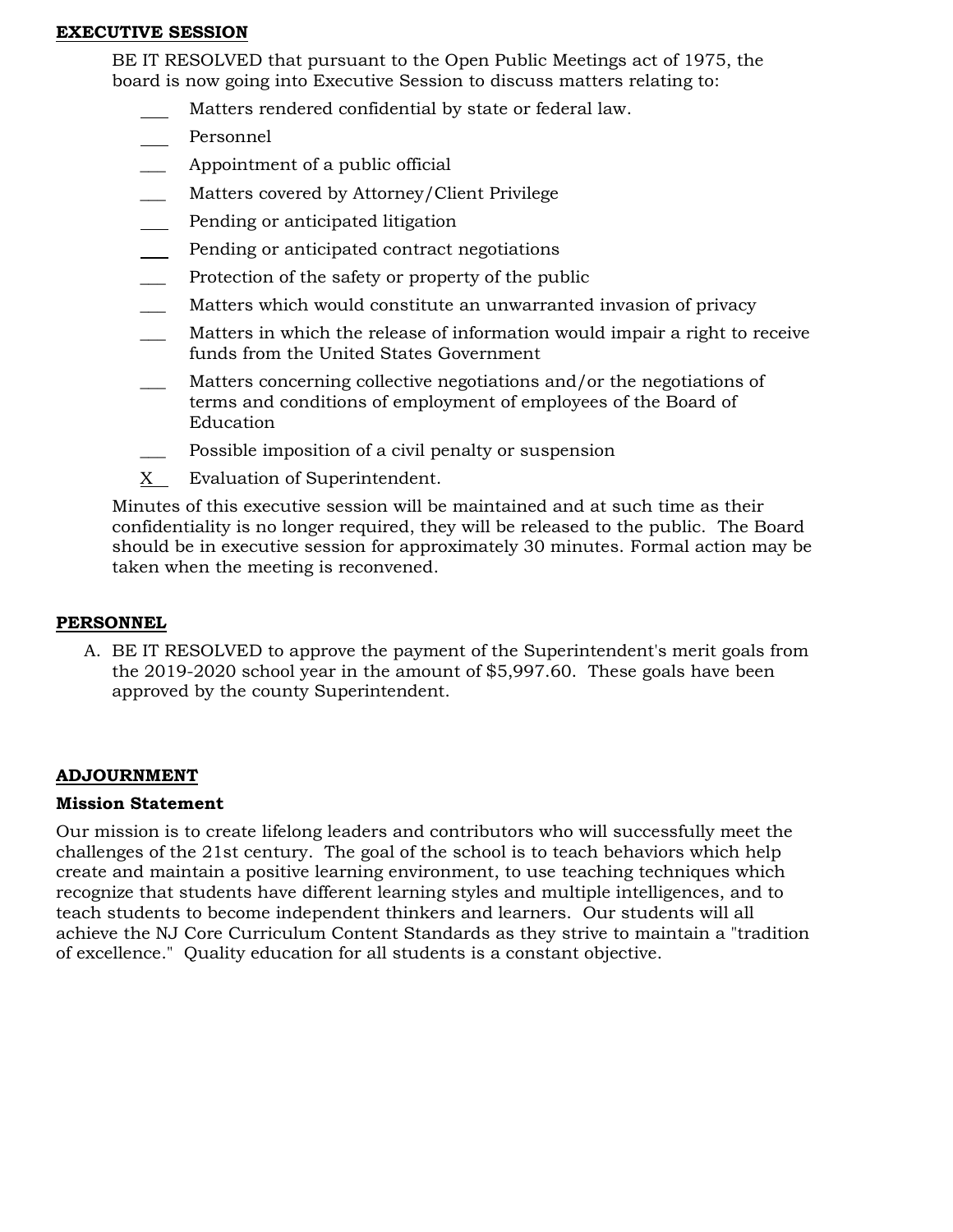**EXECUTIVE SESSION**

BE IT RESOLVED that pursuant to the Open Public Meetings act of 1975, the board is now going into Executive Session to discuss matters relating to:

- ___ Matters rendered confidential by state or federal law.
- ___ Personnel
- ___ Appointment of a public official
- ___ Matters covered by Attorney/Client Privilege
- ___ Pending or anticipated litigation
- ___ Pending or anticipated contract negotiations
- ___ Protection of the safety or property of the public
- ___ Matters which would constitute an unwarranted invasion of privacy
- ___ Matters in which the release of information would impair a right to receive funds from the United States Government
- ___ Matters concerning collective negotiations and/or the negotiations of terms and conditions of employment of employees of the Board of Education
- ___ Possible imposition of a civil penalty or suspension
- X Evaluation of Superintendent.

Minutes of this executive session will be maintained and at such time as their confidentiality is no longer required, they will be released to the public. The Board should be in executive session for approximately 30 minutes. Formal action may be taken when the meeting is reconvened.

**PERSONNEL**

A. BE IT RESOLVED to approve the payment of the Superintendent's merit goals from the 2019-2020 school year in the amount of $5,997.60. These goals have been approved by the county Superintendent.

**ADJOURNMENT**

**Mission Statement**

Our mission is to create lifelong leaders and contributors who will successfully meet the challenges of the 21st century. The goal of the school is to teach behaviors which help create and maintain a positive learning environment, to use teaching techniques which recognize that students have different learning styles and multiple intelligences, and to teach students to become independent thinkers and learners. Our students will all achieve the NJ Core Curriculum Content Standards as they strive to maintain a "tradition of excellence." Quality education for all students is a constant objective.